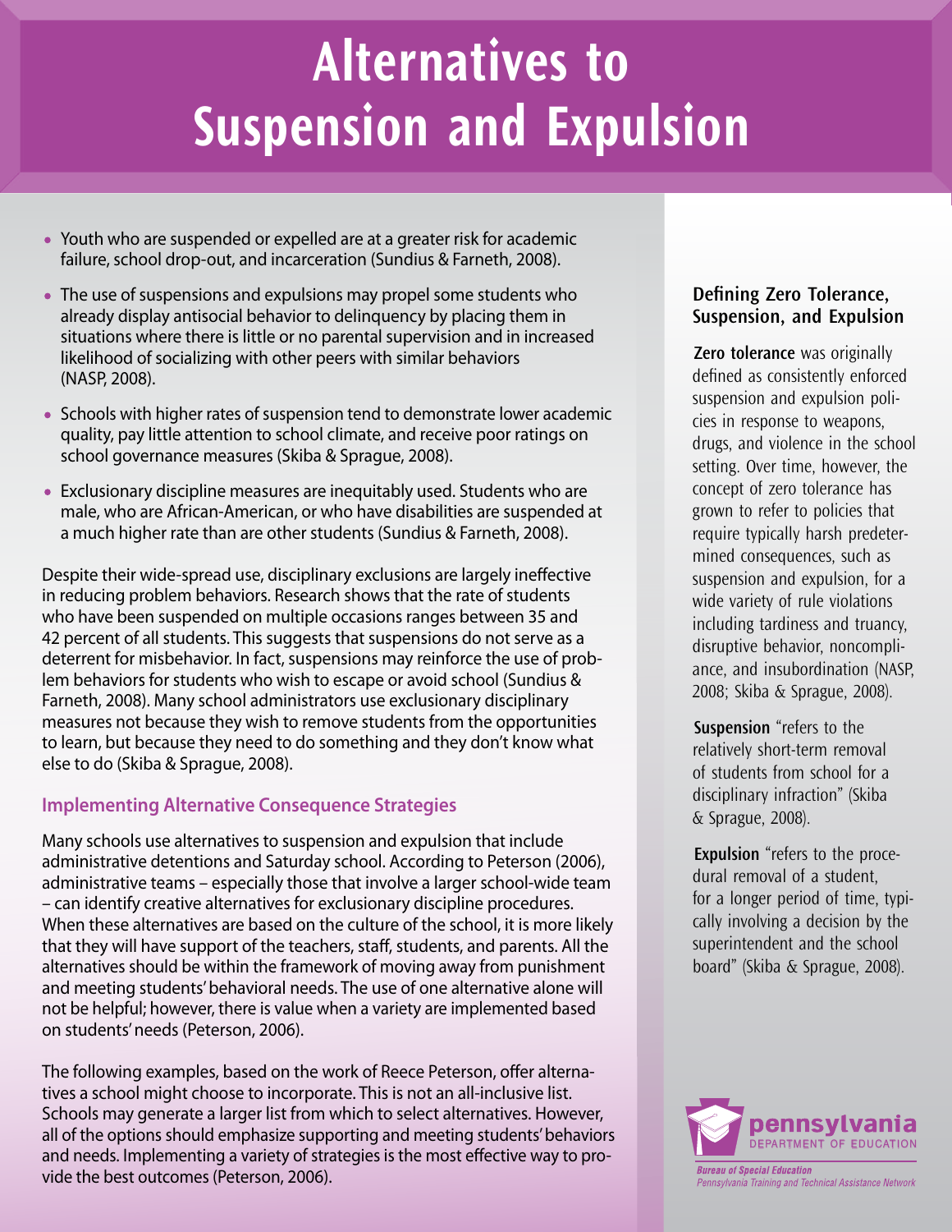# Alternatives to Suspension and Expulsion

- Youth who are suspended or expelled are at a greater risk for academic failure, school drop-out, and incarceration (Sundius & Farneth, 2008).
- The use of suspensions and expulsions may propel some students who already display antisocial behavior to delinquency by placing them in situations where there is little or no parental supervision and in increased likelihood of socializing with other peers with similar behaviors (NASP, 2008).
- Schools with higher rates of suspension tend to demonstrate lower academic quality, pay little attention to school climate, and receive poor ratings on school governance measures (Skiba & Sprague, 2008).
- Exclusionary discipline measures are inequitably used. Students who are male, who are African-American, or who have disabilities are suspended at a much higher rate than are other students (Sundius & Farneth, 2008).

Despite their wide-spread use, disciplinary exclusions are largely ineffective in reducing problem behaviors. Research shows that the rate of students who have been suspended on multiple occasions ranges between 35 and 42 percent of all students. This suggests that suspensions do not serve as a deterrent for misbehavior. In fact, suspensions may reinforce the use of problem behaviors for students who wish to escape or avoid school (Sundius & Farneth, 2008). Many school administrators use exclusionary disciplinary measures not because they wish to remove students from the opportunities to learn, but because they need to do something and they don't know what else to do (Skiba & Sprague, 2008).

## Implementing Alternative Consequence Strategies

Many schools use alternatives to suspension and expulsion that include administrative detentions and Saturday school. According to Peterson (2006), administrative teams – especially those that involve a larger school-wide team – can identify creative alternatives for exclusionary discipline procedures. When these alternatives are based on the culture of the school, it is more likely that they will have support of the teachers, staff, students, and parents. All the alternatives should be within the framework of moving away from punishment and meeting students' behavioral needs. The use of one alternative alone will not be helpful; however, there is value when a variety are implemented based on students' needs (Peterson, 2006).

The following examples, based on the work of Reece Peterson, offer alternatives a school might choose to incorporate. This is not an all-inclusive list. Schools may generate a larger list from which to select alternatives. However, all of the options should emphasize supporting and meeting students' behaviors and needs. Implementing a variety of strategies is the most effective way to provide the best outcomes (Peterson, 2006).

### Defining Zero Tolerance, Suspension, and Expulsion

**Zero tolerance** was originally defined as consistently enforced suspension and expulsion policies in response to weapons, drugs, and violence in the school setting. Over time, however, the concept of zero tolerance has grown to refer to policies that require typically harsh predetermined consequences, such as suspension and expulsion, for a wide variety of rule violations including tardiness and truancy, disruptive behavior, noncompliance, and insubordination (NASP, 2008; Skiba & Sprague, 2008).

**Suspension** "refers to the relatively short-term removal of students from school for a disciplinary infraction" (Skiba & Sprague, 2008).

**Expulsion** "refers to the procedural removal of a student, for a longer period of time, typically involving a decision by the superintendent and the school board" (Skiba & Sprague, 2008).

pennsylvania DEPARTMENT OF EDUCATION

*Bureau of Special Education*
*Pennsylvania Training and Technical Assistance Network*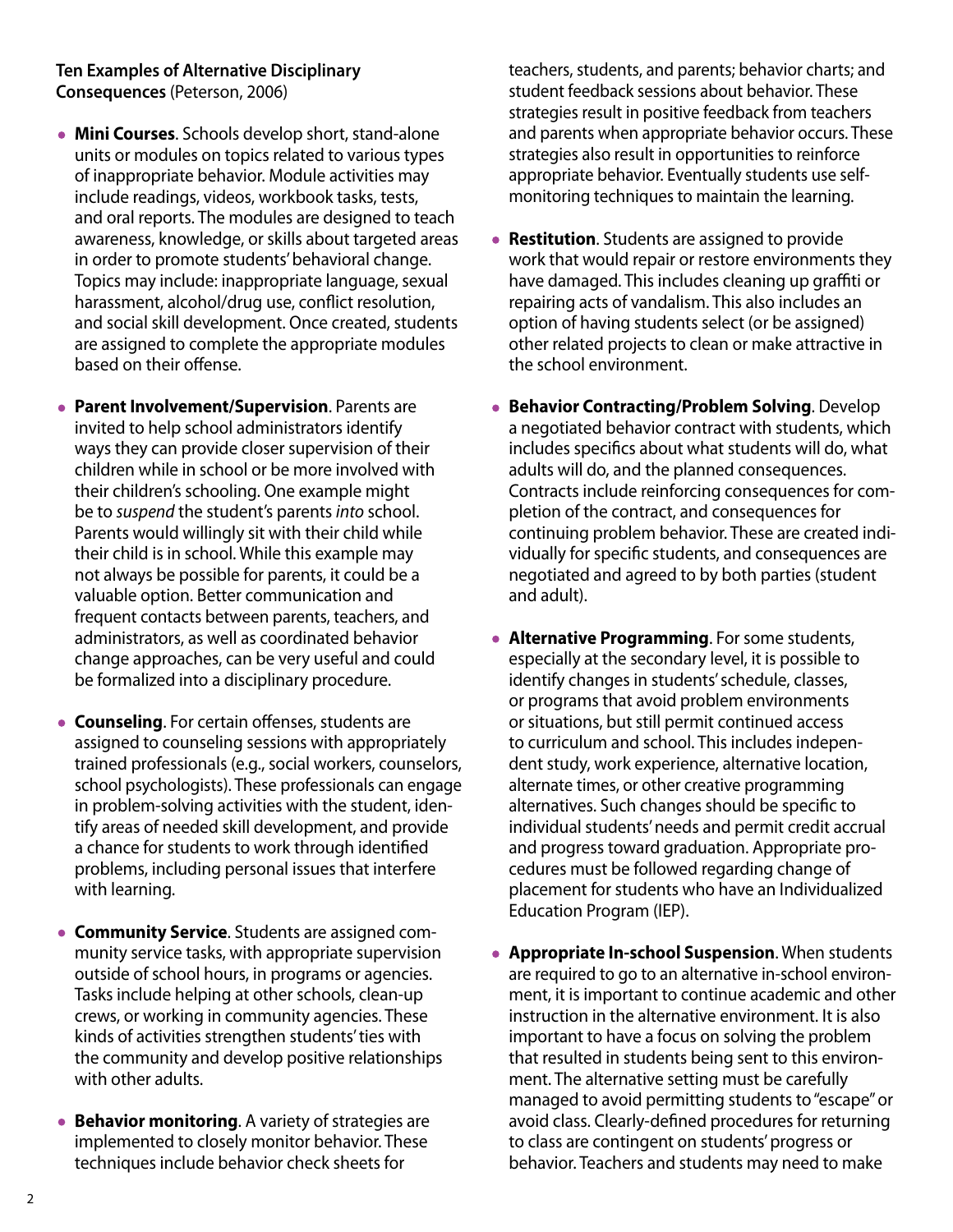**Ten Examples of Alternative Disciplinary Consequences** (Peterson, 2006)

- **Mini Courses**. Schools develop short, stand-alone units or modules on topics related to various types of inappropriate behavior. Module activities may include readings, videos, workbook tasks, tests, and oral reports. The modules are designed to teach awareness, knowledge, or skills about targeted areas in order to promote students' behavioral change. Topics may include: inappropriate language, sexual harassment, alcohol/drug use, conflict resolution, and social skill development. Once created, students are assigned to complete the appropriate modules based on their offense.

- **Parent Involvement/Supervision**. Parents are invited to help school administrators identify ways they can provide closer supervision of their children while in school or be more involved with their children's schooling. One example might be to *suspend* the student's parents *into* school. Parents would willingly sit with their child while their child is in school. While this example may not always be possible for parents, it could be a valuable option. Better communication and frequent contacts between parents, teachers, and administrators, as well as coordinated behavior change approaches, can be very useful and could be formalized into a disciplinary procedure.

- **Counseling**. For certain offenses, students are assigned to counseling sessions with appropriately trained professionals (e.g., social workers, counselors, school psychologists). These professionals can engage in problem-solving activities with the student, identify areas of needed skill development, and provide a chance for students to work through identified problems, including personal issues that interfere with learning.

- **Community Service**. Students are assigned community service tasks, with appropriate supervision outside of school hours, in programs or agencies. Tasks include helping at other schools, clean-up crews, or working in community agencies. These kinds of activities strengthen students' ties with the community and develop positive relationships with other adults.

- **Behavior monitoring**. A variety of strategies are implemented to closely monitor behavior. These techniques include behavior check sheets for teachers, students, and parents; behavior charts; and student feedback sessions about behavior. These strategies result in positive feedback from teachers and parents when appropriate behavior occurs. These strategies also result in opportunities to reinforce appropriate behavior. Eventually students use self-monitoring techniques to maintain the learning.

- **Restitution**. Students are assigned to provide work that would repair or restore environments they have damaged. This includes cleaning up graffiti or repairing acts of vandalism. This also includes an option of having students select (or be assigned) other related projects to clean or make attractive in the school environment.

- **Behavior Contracting/Problem Solving**. Develop a negotiated behavior contract with students, which includes specifics about what students will do, what adults will do, and the planned consequences. Contracts include reinforcing consequences for completion of the contract, and consequences for continuing problem behavior. These are created individually for specific students, and consequences are negotiated and agreed to by both parties (student and adult).

- **Alternative Programming**. For some students, especially at the secondary level, it is possible to identify changes in students' schedule, classes, or programs that avoid problem environments or situations, but still permit continued access to curriculum and school. This includes independent study, work experience, alternative location, alternate times, or other creative programming alternatives. Such changes should be specific to individual students' needs and permit credit accrual and progress toward graduation. Appropriate procedures must be followed regarding change of placement for students who have an Individualized Education Program (IEP).

- **Appropriate In-school Suspension**. When students are required to go to an alternative in-school environment, it is important to continue academic and other instruction in the alternative environment. It is also important to have a focus on solving the problem that resulted in students being sent to this environment. The alternative setting must be carefully managed to avoid permitting students to "escape" or avoid class. Clearly-defined procedures for returning to class are contingent on students' progress or behavior. Teachers and students may need to make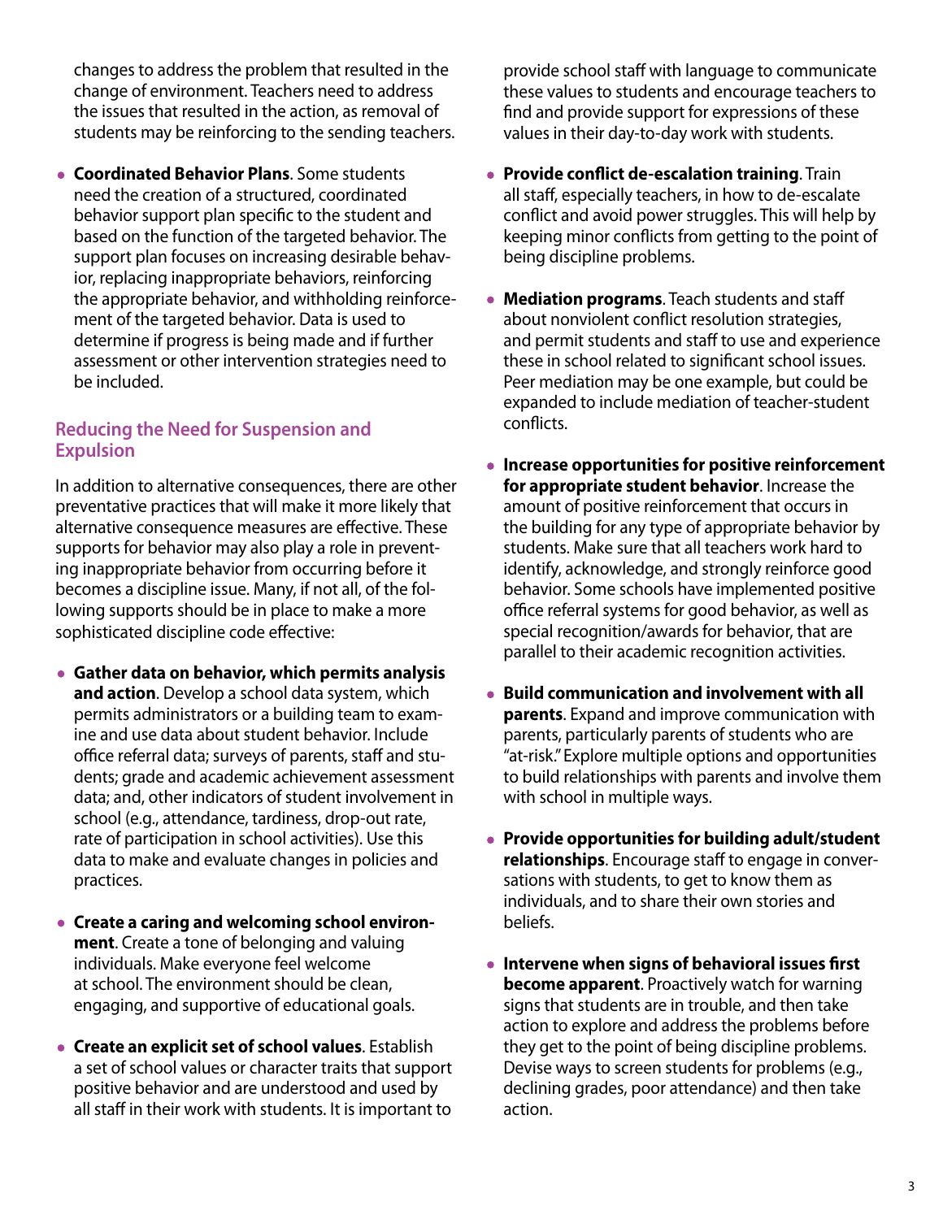changes to address the problem that resulted in the change of environment. Teachers need to address the issues that resulted in the action, as removal of students may be reinforcing to the sending teachers.

- **Coordinated Behavior Plans**. Some students need the creation of a structured, coordinated behavior support plan specific to the student and based on the function of the targeted behavior. The support plan focuses on increasing desirable behavior, replacing inappropriate behaviors, reinforcing the appropriate behavior, and withholding reinforcement of the targeted behavior. Data is used to determine if progress is being made and if further assessment or other intervention strategies need to be included.

## Reducing the Need for Suspension and Expulsion

In addition to alternative consequences, there are other preventative practices that will make it more likely that alternative consequence measures are effective. These supports for behavior may also play a role in preventing inappropriate behavior from occurring before it becomes a discipline issue. Many, if not all, of the following supports should be in place to make a more sophisticated discipline code effective:

- **Gather data on behavior, which permits analysis and action**. Develop a school data system, which permits administrators or a building team to examine and use data about student behavior. Include office referral data; surveys of parents, staff and students; grade and academic achievement assessment data; and, other indicators of student involvement in school (e.g., attendance, tardiness, drop-out rate, rate of participation in school activities). Use this data to make and evaluate changes in policies and practices.

- **Create a caring and welcoming school environment**. Create a tone of belonging and valuing individuals. Make everyone feel welcome at school. The environment should be clean, engaging, and supportive of educational goals.

- **Create an explicit set of school values**. Establish a set of school values or character traits that support positive behavior and are understood and used by all staff in their work with students. It is important to provide school staff with language to communicate these values to students and encourage teachers to find and provide support for expressions of these values in their day-to-day work with students.

- **Provide conflict de-escalation training**. Train all staff, especially teachers, in how to de-escalate conflict and avoid power struggles. This will help by keeping minor conflicts from getting to the point of being discipline problems.

- **Mediation programs**. Teach students and staff about nonviolent conflict resolution strategies, and permit students and staff to use and experience these in school related to significant school issues. Peer mediation may be one example, but could be expanded to include mediation of teacher-student conflicts.

- **Increase opportunities for positive reinforcement for appropriate student behavior**. Increase the amount of positive reinforcement that occurs in the building for any type of appropriate behavior by students. Make sure that all teachers work hard to identify, acknowledge, and strongly reinforce good behavior. Some schools have implemented positive office referral systems for good behavior, as well as special recognition/awards for behavior, that are parallel to their academic recognition activities.

- **Build communication and involvement with all parents**. Expand and improve communication with parents, particularly parents of students who are "at-risk." Explore multiple options and opportunities to build relationships with parents and involve them with school in multiple ways.

- **Provide opportunities for building adult/student relationships**. Encourage staff to engage in conversations with students, to get to know them as individuals, and to share their own stories and beliefs.

- **Intervene when signs of behavioral issues first become apparent**. Proactively watch for warning signs that students are in trouble, and then take action to explore and address the problems before they get to the point of being discipline problems. Devise ways to screen students for problems (e.g., declining grades, poor attendance) and then take action.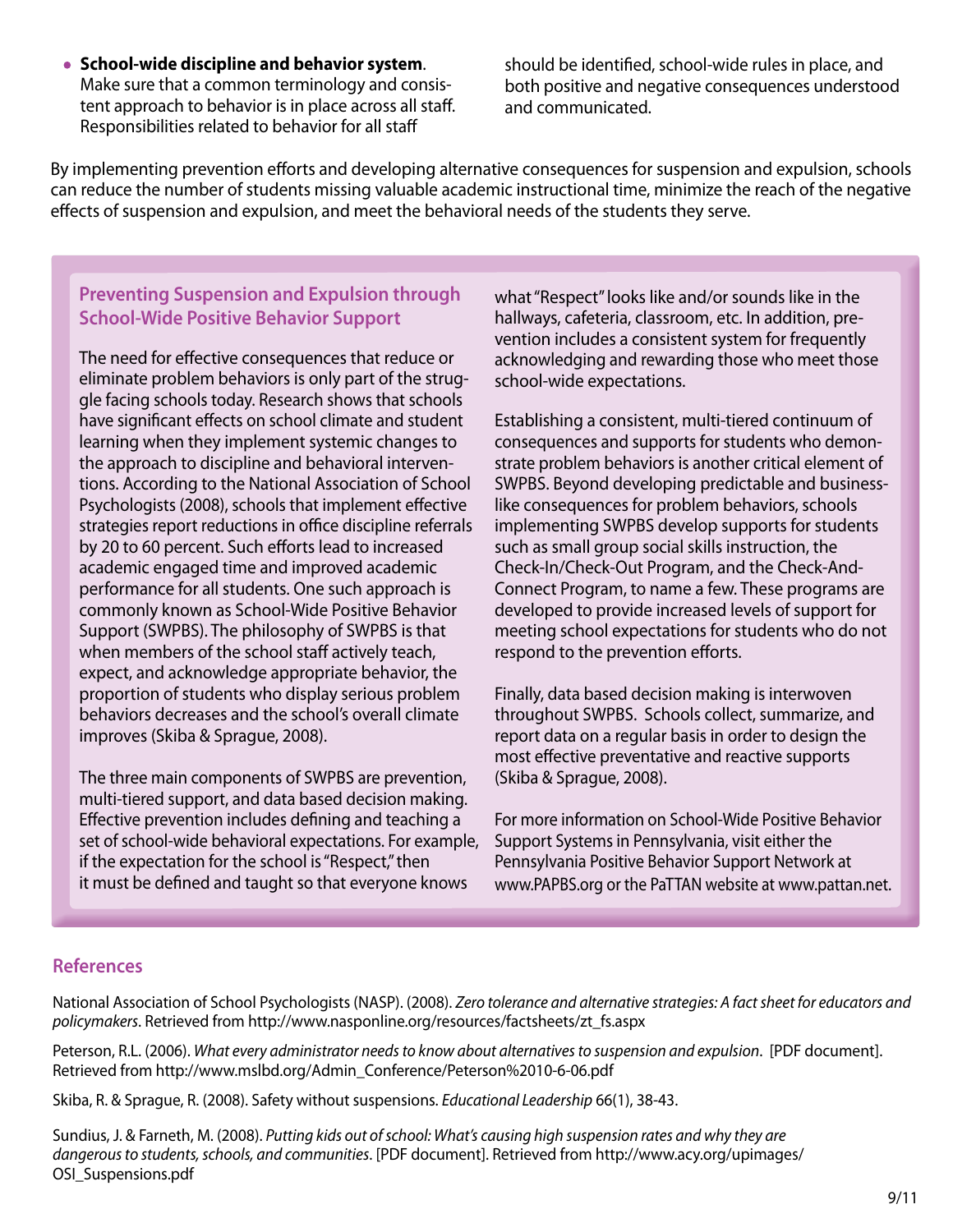- **School-wide discipline and behavior system**. Make sure that a common terminology and consistent approach to behavior is in place across all staff. Responsibilities related to behavior for all staff should be identified, school-wide rules in place, and both positive and negative consequences understood and communicated.

By implementing prevention efforts and developing alternative consequences for suspension and expulsion, schools can reduce the number of students missing valuable academic instructional time, minimize the reach of the negative effects of suspension and expulsion, and meet the behavioral needs of the students they serve.

### Preventing Suspension and Expulsion through School-Wide Positive Behavior Support

The need for effective consequences that reduce or eliminate problem behaviors is only part of the struggle facing schools today. Research shows that schools have significant effects on school climate and student learning when they implement systemic changes to the approach to discipline and behavioral interventions. According to the National Association of School Psychologists (2008), schools that implement effective strategies report reductions in office discipline referrals by 20 to 60 percent. Such efforts lead to increased academic engaged time and improved academic performance for all students. One such approach is commonly known as School-Wide Positive Behavior Support (SWPBS). The philosophy of SWPBS is that when members of the school staff actively teach, expect, and acknowledge appropriate behavior, the proportion of students who display serious problem behaviors decreases and the school's overall climate improves (Skiba & Sprague, 2008).

The three main components of SWPBS are prevention, multi-tiered support, and data based decision making. Effective prevention includes defining and teaching a set of school-wide behavioral expectations. For example, if the expectation for the school is "Respect," then it must be defined and taught so that everyone knows what "Respect" looks like and/or sounds like in the hallways, cafeteria, classroom, etc. In addition, prevention includes a consistent system for frequently acknowledging and rewarding those who meet those school-wide expectations.

Establishing a consistent, multi-tiered continuum of consequences and supports for students who demonstrate problem behaviors is another critical element of SWPBS. Beyond developing predictable and business-like consequences for problem behaviors, schools implementing SWPBS develop supports for students such as small group social skills instruction, the Check-In/Check-Out Program, and the Check-And-Connect Program, to name a few. These programs are developed to provide increased levels of support for meeting school expectations for students who do not respond to the prevention efforts.

Finally, data based decision making is interwoven throughout SWPBS. Schools collect, summarize, and report data on a regular basis in order to design the most effective preventative and reactive supports (Skiba & Sprague, 2008).

For more information on School-Wide Positive Behavior Support Systems in Pennsylvania, visit either the Pennsylvania Positive Behavior Support Network at www.PAPBS.org or the PaTTAN website at www.pattan.net.

## References

National Association of School Psychologists (NASP). (2008). *Zero tolerance and alternative strategies: A fact sheet for educators and policymakers*. Retrieved from http://www.nasponline.org/resources/factsheets/zt_fs.aspx

Peterson, R.L. (2006). *What every administrator needs to know about alternatives to suspension and expulsion*. [PDF document]. Retrieved from http://www.mslbd.org/Admin_Conference/Peterson%2010-6-06.pdf

Skiba, R. & Sprague, R. (2008). Safety without suspensions. *Educational Leadership* 66(1), 38-43.

Sundius, J. & Farneth, M. (2008). *Putting kids out of school: What's causing high suspension rates and why they are dangerous to students, schools, and communities*. [PDF document]. Retrieved from http://www.acy.org/upimages/OSI_Suspensions.pdf